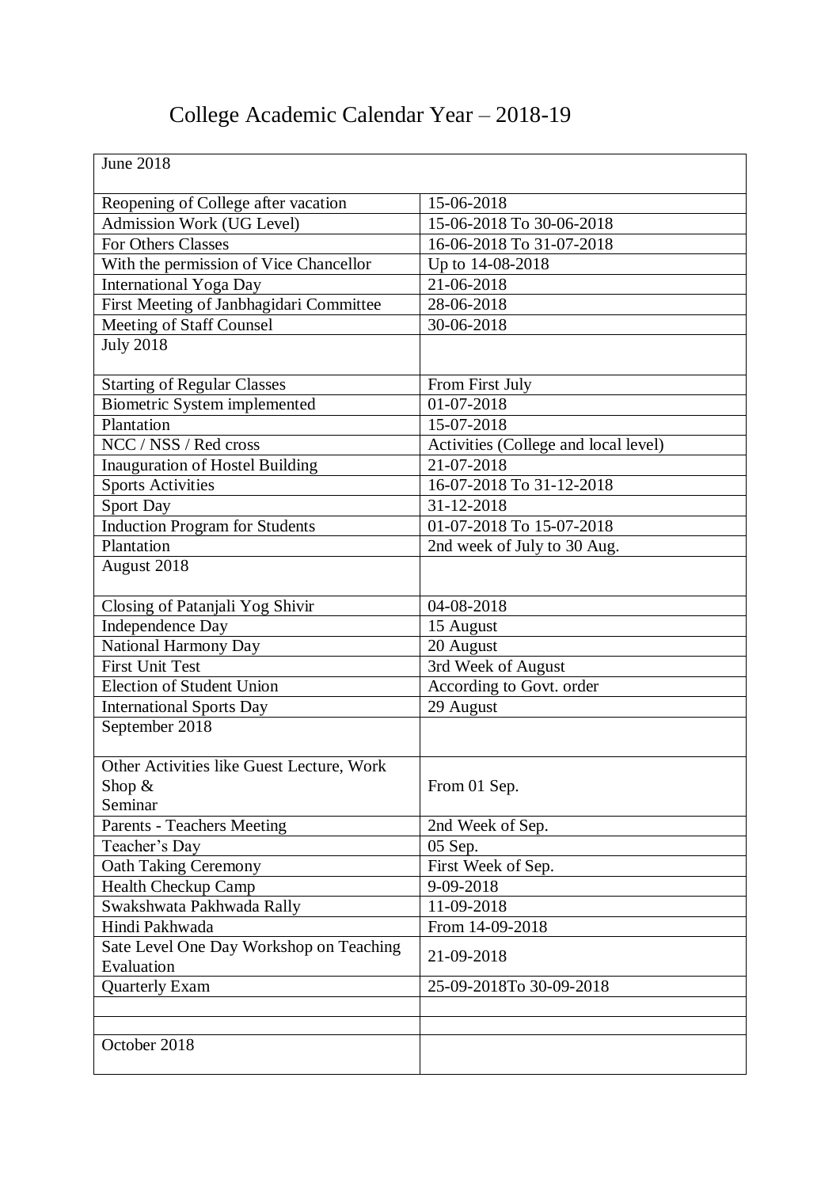# College Academic Calendar Year – 2018-19

| June 2018 | |
|---|---|
| Reopening of College after vacation | 15-06-2018 |
| Admission Work (UG Level) | 15-06-2018 To 30-06-2018 |
| For Others Classes | 16-06-2018 To 31-07-2018 |
| With the permission of Vice Chancellor | Up to 14-08-2018 |
| International Yoga Day | 21-06-2018 |
| First Meeting of Janbhagidari Committee | 28-06-2018 |
| Meeting of Staff Counsel | 30-06-2018 |
| July 2018 | |
| Starting of Regular Classes | From First July |
| Biometric System implemented | 01-07-2018 |
| Plantation | 15-07-2018 |
| NCC / NSS / Red cross | Activities (College and local level) |
| Inauguration of Hostel Building | 21-07-2018 |
| Sports Activities | 16-07-2018 To 31-12-2018 |
| Sport Day | 31-12-2018 |
| Induction Program for Students | 01-07-2018 To 15-07-2018 |
| Plantation | 2nd week of July to 30 Aug. |
| August 2018 | |
| Closing of Patanjali Yog Shivir | 04-08-2018 |
| Independence Day | 15 August |
| National Harmony Day | 20 August |
| First Unit Test | 3rd Week of August |
| Election of Student Union | According to Govt. order |
| International Sports Day | 29 August |
| September 2018 | |
| Other Activities like Guest Lecture, Work Shop & Seminar | From 01 Sep. |
| Parents - Teachers Meeting | 2nd Week of Sep. |
| Teacher's Day | 05 Sep. |
| Oath Taking Ceremony | First Week of Sep. |
| Health Checkup Camp | 9-09-2018 |
| Swakshwata Pakhwada Rally | 11-09-2018 |
| Hindi Pakhwada | From 14-09-2018 |
| Sate Level One Day Workshop on Teaching Evaluation | 21-09-2018 |
| Quarterly Exam | 25-09-2018To 30-09-2018 |
| | |
| | |
| October 2018 | |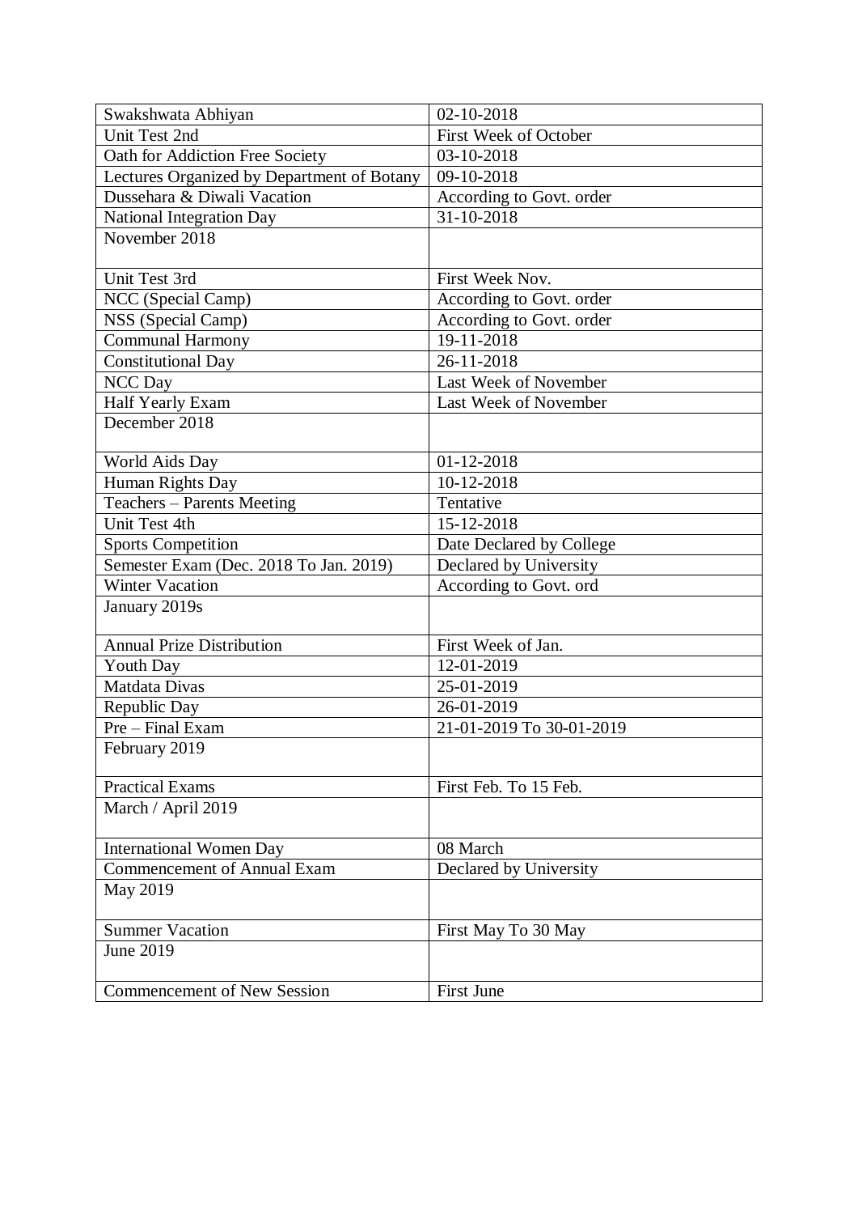| | |
|---|---|
| Swakshwata Abhiyan | 02-10-2018 |
| Unit Test 2nd | First Week of October |
| Oath for Addiction Free Society | 03-10-2018 |
| Lectures Organized by Department of Botany | 09-10-2018 |
| Dussehara & Diwali Vacation | According to Govt. order |
| National Integration Day | 31-10-2018 |
| November 2018 | |
| Unit Test 3rd | First Week Nov. |
| NCC (Special Camp) | According to Govt. order |
| NSS (Special Camp) | According to Govt. order |
| Communal Harmony | 19-11-2018 |
| Constitutional Day | 26-11-2018 |
| NCC Day | Last Week of November |
| Half Yearly Exam | Last Week of November |
| December 2018 | |
| World Aids Day | 01-12-2018 |
| Human Rights Day | 10-12-2018 |
| Teachers – Parents Meeting | Tentative |
| Unit Test 4th | 15-12-2018 |
| Sports Competition | Date Declared by College |
| Semester Exam (Dec. 2018 To Jan. 2019) | Declared by University |
| Winter Vacation | According to Govt. ord |
| January 2019s | |
| Annual Prize Distribution | First Week of Jan. |
| Youth Day | 12-01-2019 |
| Matdata Divas | 25-01-2019 |
| Republic Day | 26-01-2019 |
| Pre – Final Exam | 21-01-2019 To 30-01-2019 |
| February 2019 | |
| Practical Exams | First Feb. To 15 Feb. |
| March / April 2019 | |
| International Women Day | 08 March |
| Commencement of Annual Exam | Declared by University |
| May 2019 | |
| Summer Vacation | First May To 30 May |
| June 2019 | |
| Commencement of New Session | First June |